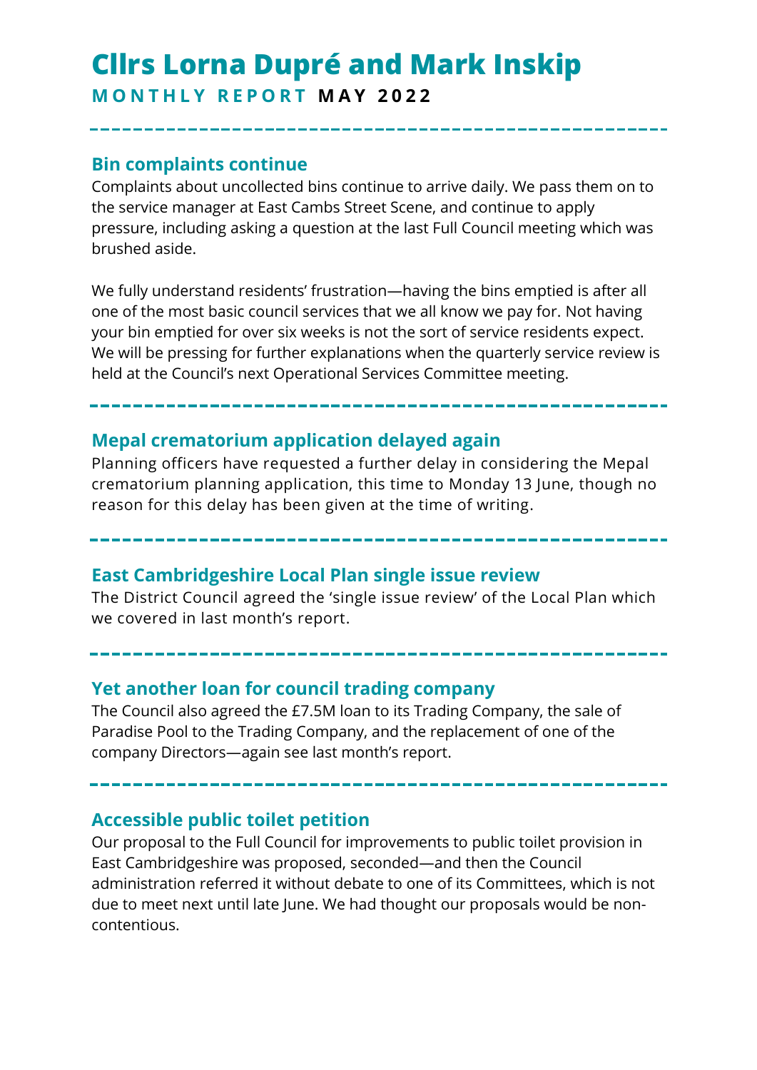# Cllrs Lorna Dupré and Mark Inskip

**MONTHLY REPORT MAY 2022**

---

## Bin complaints continue

Complaints about uncollected bins continue to arrive daily. We pass them on to the service manager at East Cambs Street Scene, and continue to apply pressure, including asking a question at the last Full Council meeting which was brushed aside.

We fully understand residents' frustration—having the bins emptied is after all one of the most basic council services that we all know we pay for. Not having your bin emptied for over six weeks is not the sort of service residents expect. We will be pressing for further explanations when the quarterly service review is held at the Council's next Operational Services Committee meeting.

---

## Mepal crematorium application delayed again

Planning officers have requested a further delay in considering the Mepal crematorium planning application, this time to Monday 13 June, though no reason for this delay has been given at the time of writing.

---

## East Cambridgeshire Local Plan single issue review

The District Council agreed the 'single issue review' of the Local Plan which we covered in last month's report.

---

## Yet another loan for council trading company

The Council also agreed the £7.5M loan to its Trading Company, the sale of Paradise Pool to the Trading Company, and the replacement of one of the company Directors—again see last month's report.

---

## Accessible public toilet petition

Our proposal to the Full Council for improvements to public toilet provision in East Cambridgeshire was proposed, seconded—and then the Council administration referred it without debate to one of its Committees, which is not due to meet next until late June. We had thought our proposals would be non-contentious.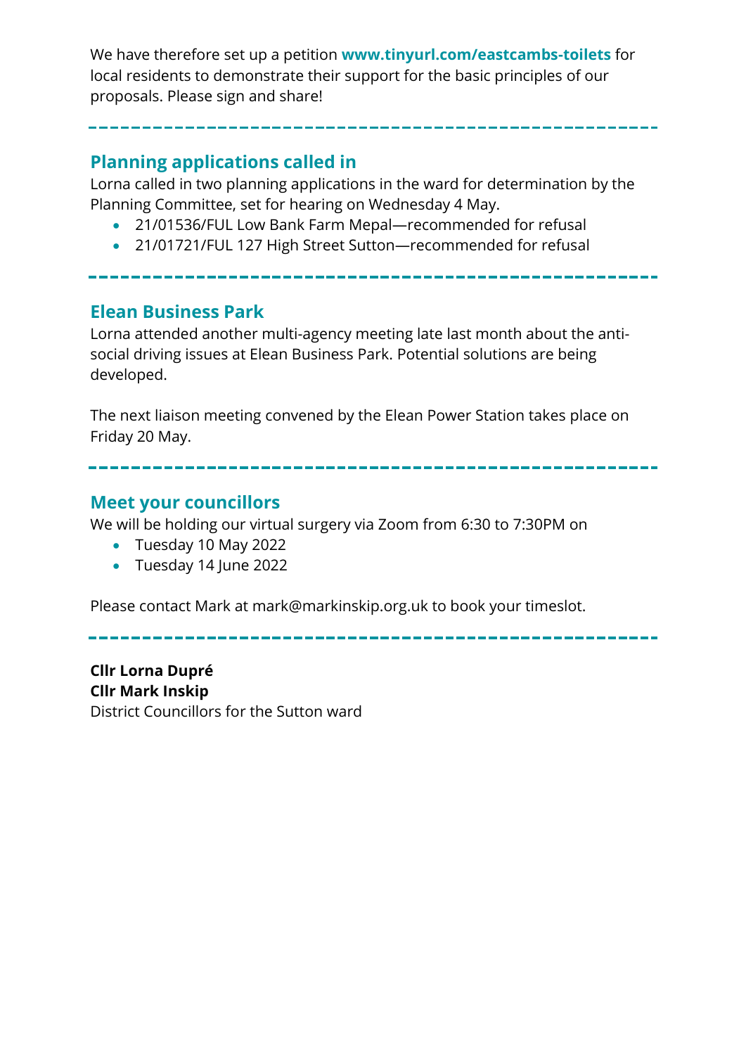We have therefore set up a petition **www.tinyurl.com/eastcambs-toilets** for local residents to demonstrate their support for the basic principles of our proposals. Please sign and share!

---

## Planning applications called in

Lorna called in two planning applications in the ward for determination by the Planning Committee, set for hearing on Wednesday 4 May.

- 21/01536/FUL Low Bank Farm Mepal—recommended for refusal
- 21/01721/FUL 127 High Street Sutton—recommended for refusal

---

## Elean Business Park

Lorna attended another multi-agency meeting late last month about the anti-social driving issues at Elean Business Park. Potential solutions are being developed.

The next liaison meeting convened by the Elean Power Station takes place on Friday 20 May.

---

## Meet your councillors

We will be holding our virtual surgery via Zoom from 6:30 to 7:30PM on

- Tuesday 10 May 2022
- Tuesday 14 June 2022

Please contact Mark at mark@markinskip.org.uk to book your timeslot.

---

**Cllr Lorna Dupré**
**Cllr Mark Inskip**
District Councillors for the Sutton ward